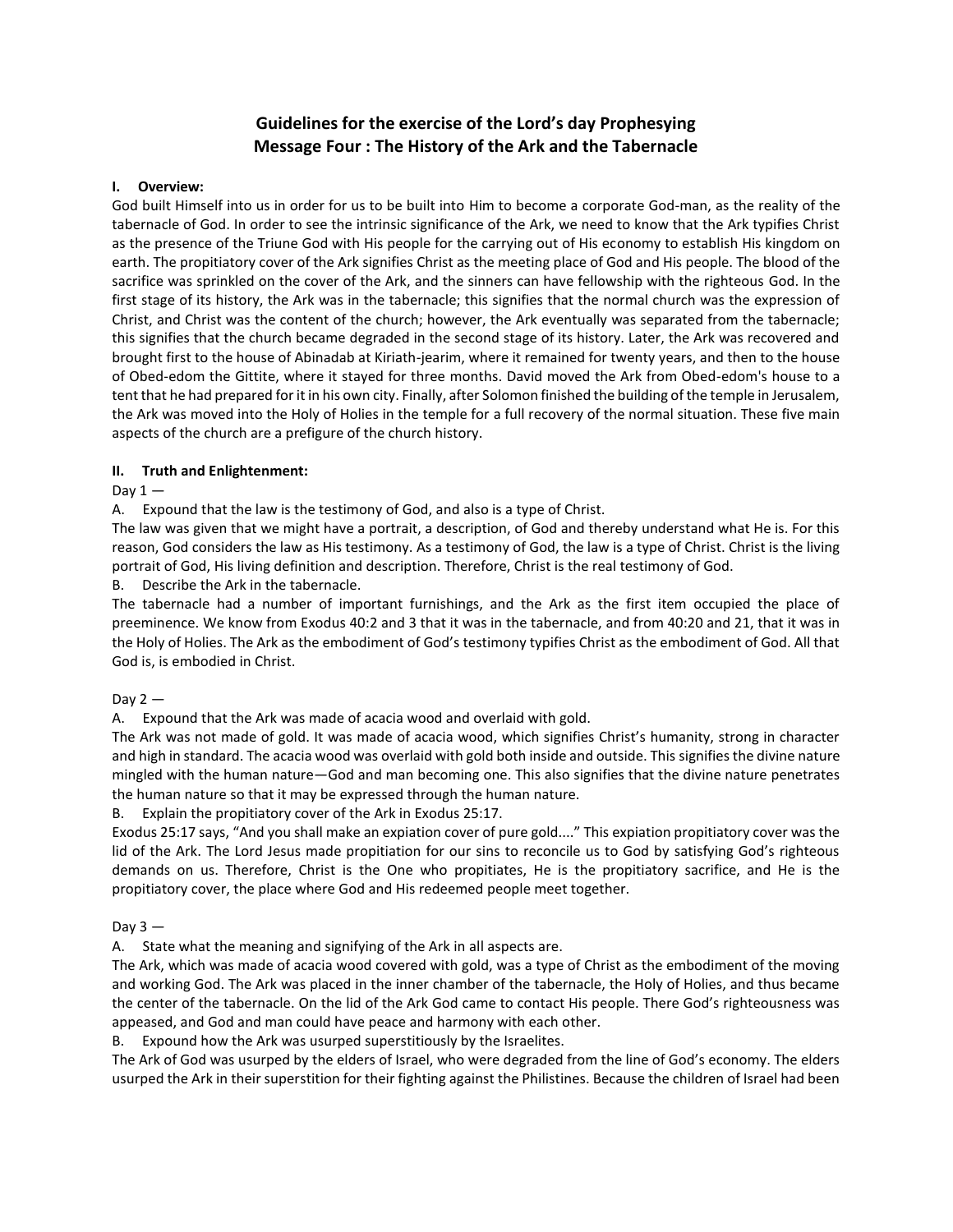# Guidelines for the exercise of the Lord's day Prophesying
# Message Four : The History of the Ark and the Tabernacle

## I. Overview:

God built Himself into us in order for us to be built into Him to become a corporate God-man, as the reality of the tabernacle of God. In order to see the intrinsic significance of the Ark, we need to know that the Ark typifies Christ as the presence of the Triune God with His people for the carrying out of His economy to establish His kingdom on earth. The propitiatory cover of the Ark signifies Christ as the meeting place of God and His people. The blood of the sacrifice was sprinkled on the cover of the Ark, and the sinners can have fellowship with the righteous God. In the first stage of its history, the Ark was in the tabernacle; this signifies that the normal church was the expression of Christ, and Christ was the content of the church; however, the Ark eventually was separated from the tabernacle; this signifies that the church became degraded in the second stage of its history. Later, the Ark was recovered and brought first to the house of Abinadab at Kiriath-jearim, where it remained for twenty years, and then to the house of Obed-edom the Gittite, where it stayed for three months. David moved the Ark from Obed-edom's house to a tent that he had prepared for it in his own city. Finally, after Solomon finished the building of the temple in Jerusalem, the Ark was moved into the Holy of Holies in the temple for a full recovery of the normal situation. These five main aspects of the church are a prefigure of the church history.

## II. Truth and Enlightenment:

Day 1 —

A. Expound that the law is the testimony of God, and also is a type of Christ.

The law was given that we might have a portrait, a description, of God and thereby understand what He is. For this reason, God considers the law as His testimony. As a testimony of God, the law is a type of Christ. Christ is the living portrait of God, His living definition and description. Therefore, Christ is the real testimony of God.

B. Describe the Ark in the tabernacle.

The tabernacle had a number of important furnishings, and the Ark as the first item occupied the place of preeminence. We know from Exodus 40:2 and 3 that it was in the tabernacle, and from 40:20 and 21, that it was in the Holy of Holies. The Ark as the embodiment of God's testimony typifies Christ as the embodiment of God. All that God is, is embodied in Christ.

Day 2 —

A. Expound that the Ark was made of acacia wood and overlaid with gold.

The Ark was not made of gold. It was made of acacia wood, which signifies Christ's humanity, strong in character and high in standard. The acacia wood was overlaid with gold both inside and outside. This signifies the divine nature mingled with the human nature—God and man becoming one. This also signifies that the divine nature penetrates the human nature so that it may be expressed through the human nature.

B. Explain the propitiatory cover of the Ark in Exodus 25:17.

Exodus 25:17 says, "And you shall make an expiation cover of pure gold...." This expiation propitiatory cover was the lid of the Ark. The Lord Jesus made propitiation for our sins to reconcile us to God by satisfying God's righteous demands on us. Therefore, Christ is the One who propitiates, He is the propitiatory sacrifice, and He is the propitiatory cover, the place where God and His redeemed people meet together.

Day 3 —

A. State what the meaning and signifying of the Ark in all aspects are.

The Ark, which was made of acacia wood covered with gold, was a type of Christ as the embodiment of the moving and working God. The Ark was placed in the inner chamber of the tabernacle, the Holy of Holies, and thus became the center of the tabernacle. On the lid of the Ark God came to contact His people. There God's righteousness was appeased, and God and man could have peace and harmony with each other.

B. Expound how the Ark was usurped superstitiously by the Israelites.

The Ark of God was usurped by the elders of Israel, who were degraded from the line of God's economy. The elders usurped the Ark in their superstition for their fighting against the Philistines. Because the children of Israel had been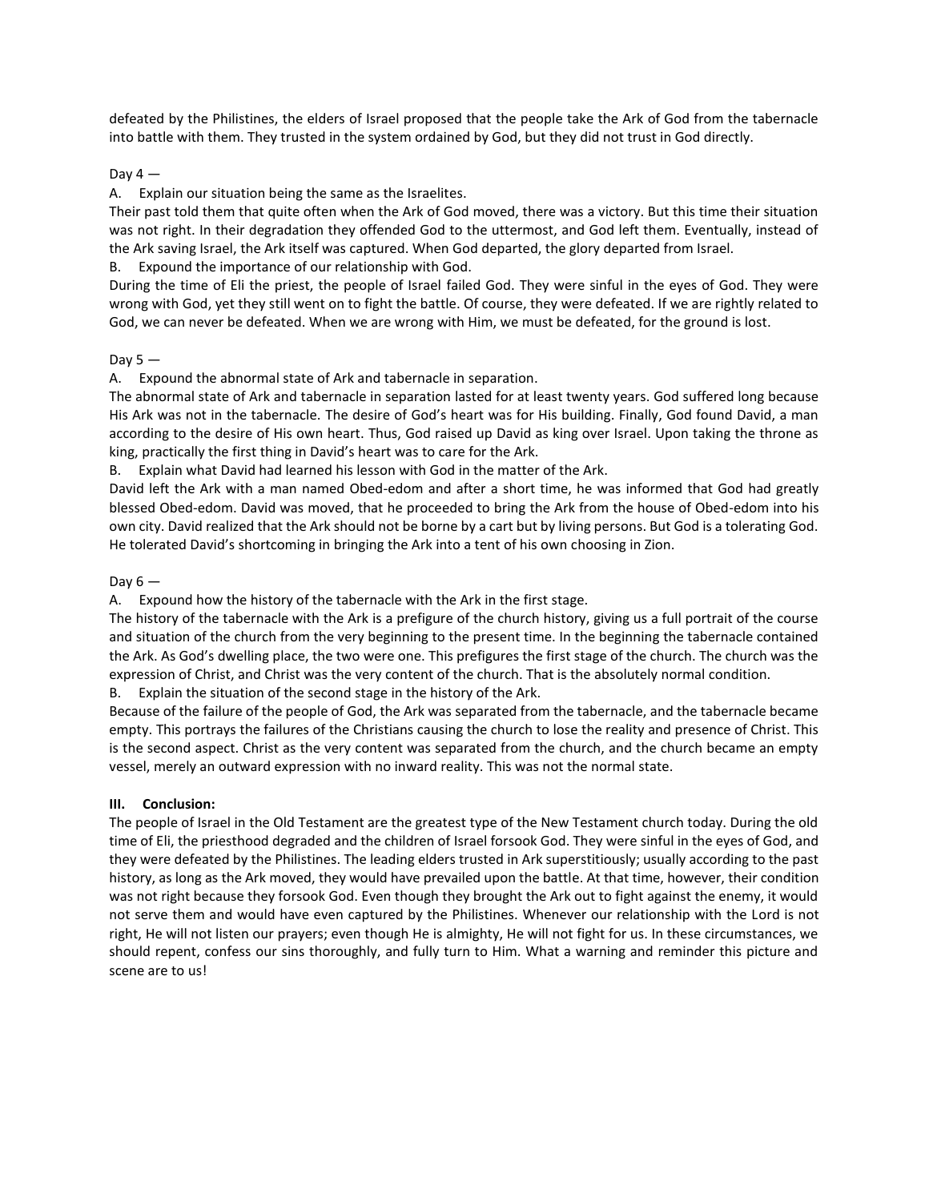defeated by the Philistines, the elders of Israel proposed that the people take the Ark of God from the tabernacle into battle with them. They trusted in the system ordained by God, but they did not trust in God directly.

Day 4 —

A. Explain our situation being the same as the Israelites.

Their past told them that quite often when the Ark of God moved, there was a victory. But this time their situation was not right. In their degradation they offended God to the uttermost, and God left them. Eventually, instead of the Ark saving Israel, the Ark itself was captured. When God departed, the glory departed from Israel.

B. Expound the importance of our relationship with God.

During the time of Eli the priest, the people of Israel failed God. They were sinful in the eyes of God. They were wrong with God, yet they still went on to fight the battle. Of course, they were defeated. If we are rightly related to God, we can never be defeated. When we are wrong with Him, we must be defeated, for the ground is lost.

Day 5 —

A. Expound the abnormal state of Ark and tabernacle in separation.

The abnormal state of Ark and tabernacle in separation lasted for at least twenty years. God suffered long because His Ark was not in the tabernacle. The desire of God's heart was for His building. Finally, God found David, a man according to the desire of His own heart. Thus, God raised up David as king over Israel. Upon taking the throne as king, practically the first thing in David's heart was to care for the Ark.

B. Explain what David had learned his lesson with God in the matter of the Ark.

David left the Ark with a man named Obed-edom and after a short time, he was informed that God had greatly blessed Obed-edom. David was moved, that he proceeded to bring the Ark from the house of Obed-edom into his own city. David realized that the Ark should not be borne by a cart but by living persons. But God is a tolerating God. He tolerated David's shortcoming in bringing the Ark into a tent of his own choosing in Zion.

Day 6 —

A. Expound how the history of the tabernacle with the Ark in the first stage.

The history of the tabernacle with the Ark is a prefigure of the church history, giving us a full portrait of the course and situation of the church from the very beginning to the present time. In the beginning the tabernacle contained the Ark. As God's dwelling place, the two were one. This prefigures the first stage of the church. The church was the expression of Christ, and Christ was the very content of the church. That is the absolutely normal condition.

B. Explain the situation of the second stage in the history of the Ark.

Because of the failure of the people of God, the Ark was separated from the tabernacle, and the tabernacle became empty. This portrays the failures of the Christians causing the church to lose the reality and presence of Christ. This is the second aspect. Christ as the very content was separated from the church, and the church became an empty vessel, merely an outward expression with no inward reality. This was not the normal state.

**III. Conclusion:**

The people of Israel in the Old Testament are the greatest type of the New Testament church today. During the old time of Eli, the priesthood degraded and the children of Israel forsook God. They were sinful in the eyes of God, and they were defeated by the Philistines. The leading elders trusted in Ark superstitiously; usually according to the past history, as long as the Ark moved, they would have prevailed upon the battle. At that time, however, their condition was not right because they forsook God. Even though they brought the Ark out to fight against the enemy, it would not serve them and would have even captured by the Philistines. Whenever our relationship with the Lord is not right, He will not listen our prayers; even though He is almighty, He will not fight for us. In these circumstances, we should repent, confess our sins thoroughly, and fully turn to Him. What a warning and reminder this picture and scene are to us!